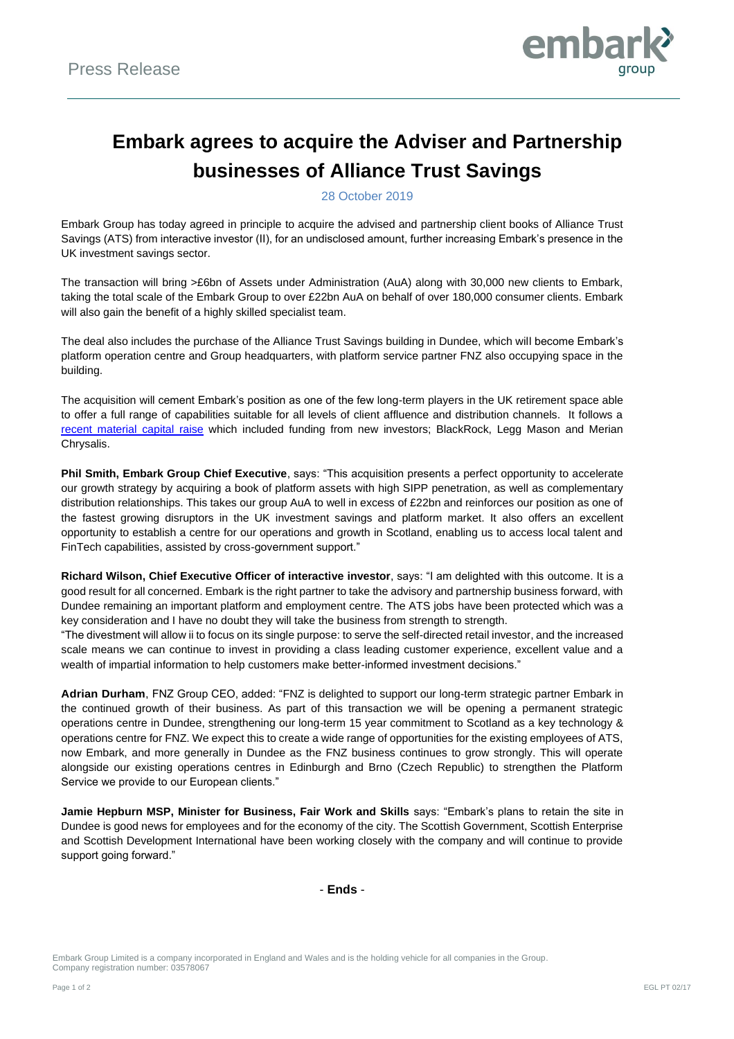Press Release

# Embark agrees to acquire the Adviser and Partnership businesses of Alliance Trust Savings

28 October 2019

Embark Group has today agreed in principle to acquire the advised and partnership client books of Alliance Trust Savings (ATS) from interactive investor (II), for an undisclosed amount, further increasing Embark's presence in the UK investment savings sector.

The transaction will bring >£6bn of Assets under Administration (AuA) along with 30,000 new clients to Embark, taking the total scale of the Embark Group to over £22bn AuA on behalf of over 180,000 consumer clients. Embark will also gain the benefit of a highly skilled specialist team.

The deal also includes the purchase of the Alliance Trust Savings building in Dundee, which will become Embark's platform operation centre and Group headquarters, with platform service partner FNZ also occupying space in the building.

The acquisition will cement Embark's position as one of the few long-term players in the UK retirement space able to offer a full range of capabilities suitable for all levels of client affluence and distribution channels. It follows a recent material capital raise which included funding from new investors; BlackRock, Legg Mason and Merian Chrysalis.

**Phil Smith, Embark Group Chief Executive**, says: "This acquisition presents a perfect opportunity to accelerate our growth strategy by acquiring a book of platform assets with high SIPP penetration, as well as complementary distribution relationships. This takes our group AuA to well in excess of £22bn and reinforces our position as one of the fastest growing disruptors in the UK investment savings and platform market. It also offers an excellent opportunity to establish a centre for our operations and growth in Scotland, enabling us to access local talent and FinTech capabilities, assisted by cross-government support."

**Richard Wilson, Chief Executive Officer of interactive investor**, says: "I am delighted with this outcome. It is a good result for all concerned. Embark is the right partner to take the advisory and partnership business forward, with Dundee remaining an important platform and employment centre. The ATS jobs have been protected which was a key consideration and I have no doubt they will take the business from strength to strength.

"The divestment will allow ii to focus on its single purpose: to serve the self-directed retail investor, and the increased scale means we can continue to invest in providing a class leading customer experience, excellent value and a wealth of impartial information to help customers make better-informed investment decisions."

**Adrian Durham**, FNZ Group CEO, added: "FNZ is delighted to support our long-term strategic partner Embark in the continued growth of their business. As part of this transaction we will be opening a permanent strategic operations centre in Dundee, strengthening our long-term 15 year commitment to Scotland as a key technology & operations centre for FNZ. We expect this to create a wide range of opportunities for the existing employees of ATS, now Embark, and more generally in Dundee as the FNZ business continues to grow strongly. This will operate alongside our existing operations centres in Edinburgh and Brno (Czech Republic) to strengthen the Platform Service we provide to our European clients."

**Jamie Hepburn MSP, Minister for Business, Fair Work and Skills** says: "Embark's plans to retain the site in Dundee is good news for employees and for the economy of the city. The Scottish Government, Scottish Enterprise and Scottish Development International have been working closely with the company and will continue to provide support going forward."

\- **Ends** -

Embark Group Limited is a company incorporated in England and Wales and is the holding vehicle for all companies in the Group. Company registration number: 03578067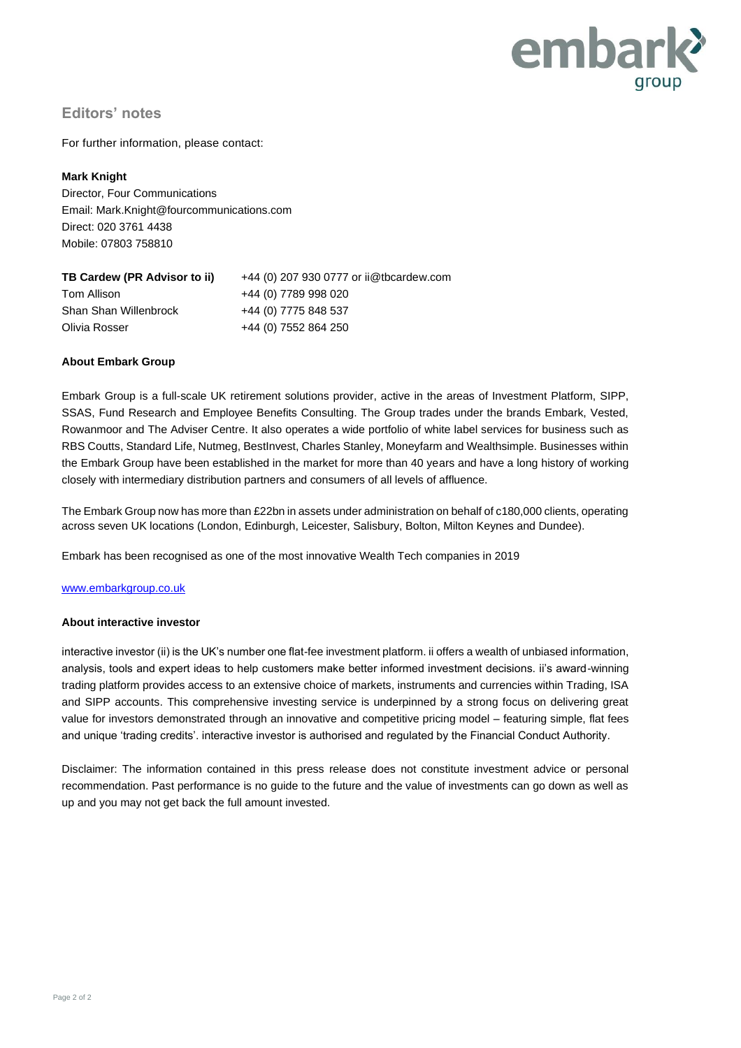## Editors' notes

For further information, please contact:

**Mark Knight**
Director, Four Communications
Email: Mark.Knight@fourcommunications.com
Direct: 020 3761 4438
Mobile: 07803 758810

| | |
|---|---|
| **TB Cardew (PR Advisor to ii)** | +44 (0) 207 930 0777 or ii@tbcardew.com |
| Tom Allison | +44 (0) 7789 998 020 |
| Shan Shan Willenbrock | +44 (0) 7775 848 537 |
| Olivia Rosser | +44 (0) 7552 864 250 |

**About Embark Group**

Embark Group is a full-scale UK retirement solutions provider, active in the areas of Investment Platform, SIPP, SSAS, Fund Research and Employee Benefits Consulting. The Group trades under the brands Embark, Vested, Rowanmoor and The Adviser Centre. It also operates a wide portfolio of white label services for business such as RBS Coutts, Standard Life, Nutmeg, BestInvest, Charles Stanley, Moneyfarm and Wealthsimple. Businesses within the Embark Group have been established in the market for more than 40 years and have a long history of working closely with intermediary distribution partners and consumers of all levels of affluence.

The Embark Group now has more than £22bn in assets under administration on behalf of c180,000 clients, operating across seven UK locations (London, Edinburgh, Leicester, Salisbury, Bolton, Milton Keynes and Dundee).

Embark has been recognised as one of the most innovative Wealth Tech companies in 2019

www.embarkgroup.co.uk

**About interactive investor**

interactive investor (ii) is the UK's number one flat-fee investment platform. ii offers a wealth of unbiased information, analysis, tools and expert ideas to help customers make better informed investment decisions. ii's award-winning trading platform provides access to an extensive choice of markets, instruments and currencies within Trading, ISA and SIPP accounts. This comprehensive investing service is underpinned by a strong focus on delivering great value for investors demonstrated through an innovative and competitive pricing model – featuring simple, flat fees and unique 'trading credits'. interactive investor is authorised and regulated by the Financial Conduct Authority.

Disclaimer: The information contained in this press release does not constitute investment advice or personal recommendation. Past performance is no guide to the future and the value of investments can go down as well as up and you may not get back the full amount invested.